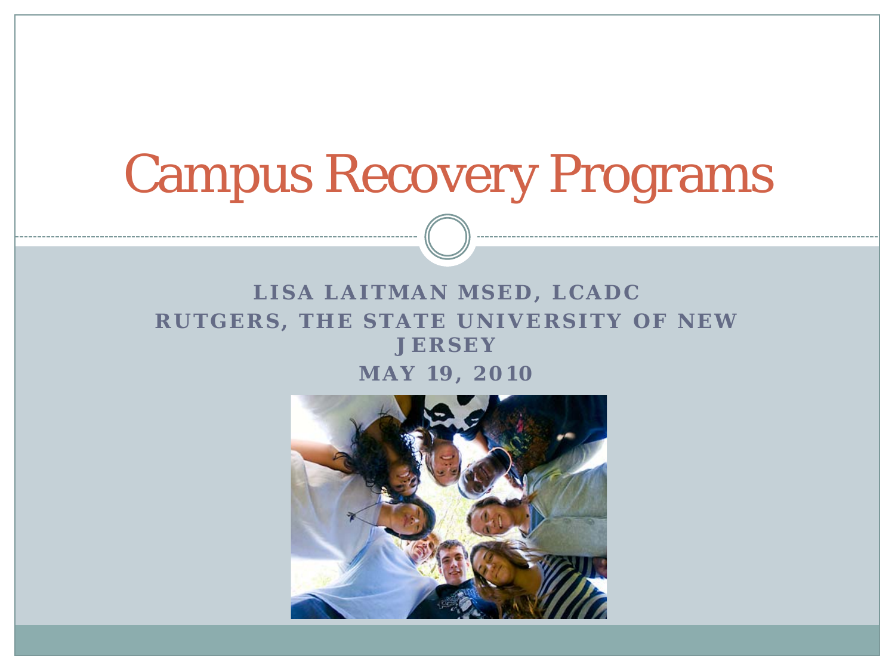# Campus Recovery Programs

**LISA LAITMAN MSED, LCADC**
**RUTGERS, THE STATE UNIVERSITY OF NEW JERSEY**
**MAY 19, 2010**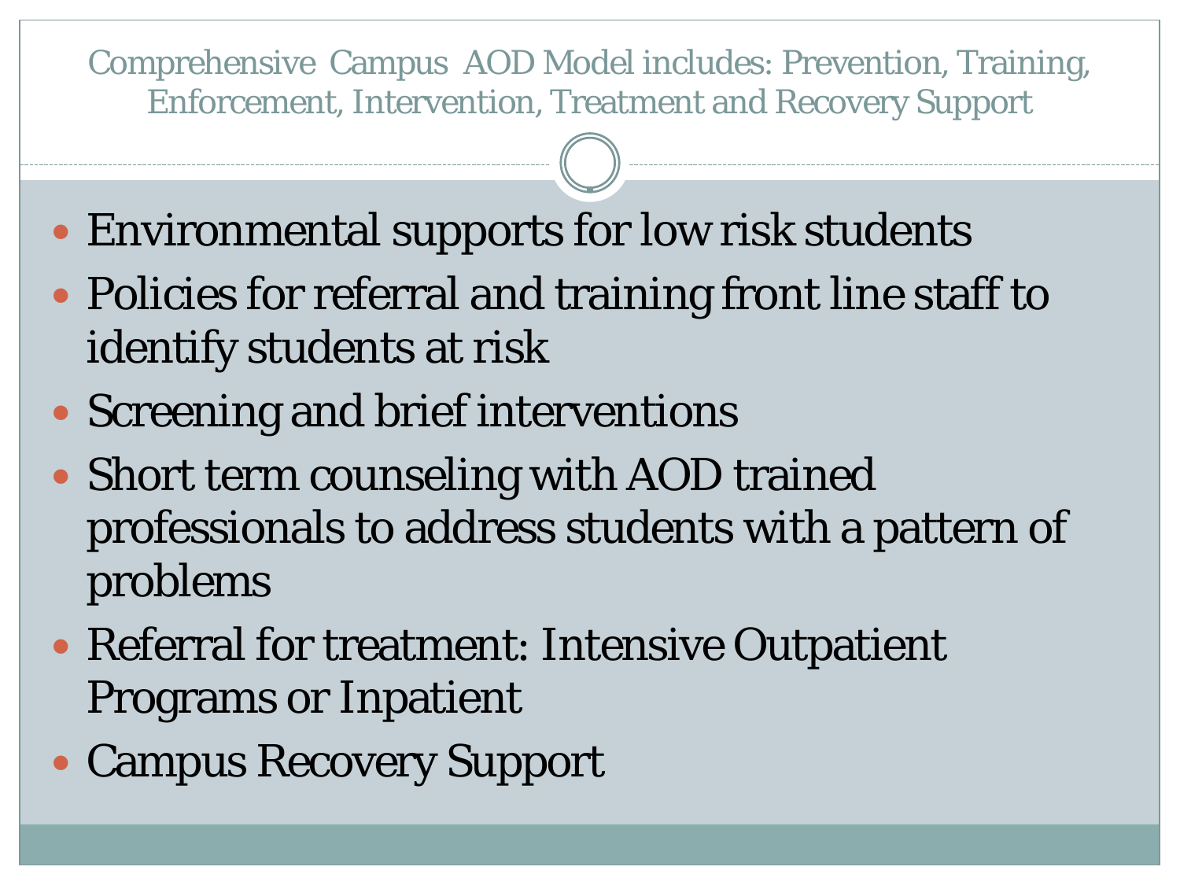## Comprehensive Campus AOD Model includes: Prevention, Training, Enforcement, Intervention, Treatment and Recovery Support

- Environmental supports for low risk students
- Policies for referral and training front line staff to identify students at risk
- Screening and brief interventions
- Short term counseling with AOD trained professionals to address students with a pattern of problems
- Referral for treatment: Intensive Outpatient Programs or Inpatient
- Campus Recovery Support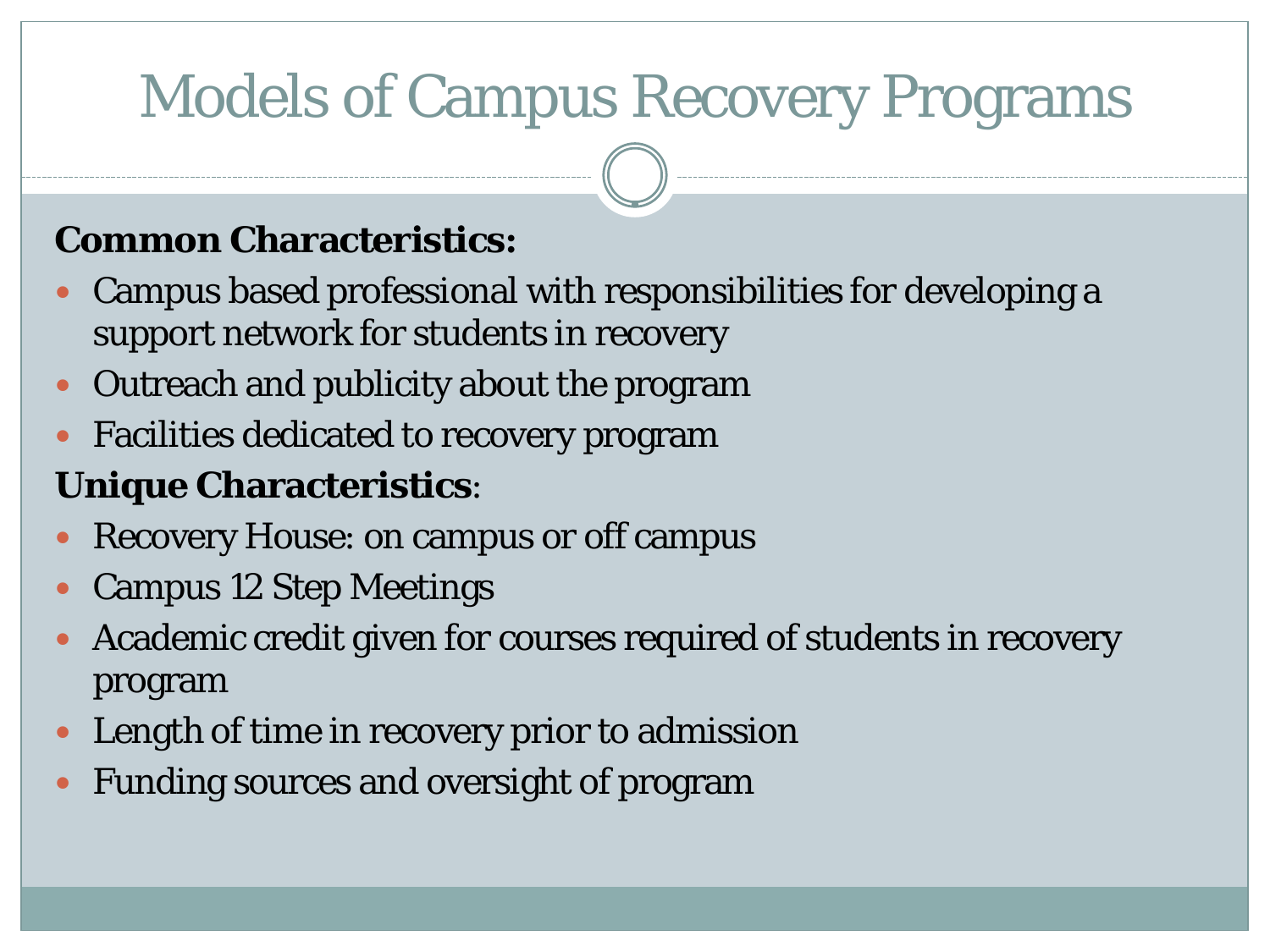# Models of Campus Recovery Programs

**Common Characteristics:**

- Campus based professional with responsibilities for developing a support network for students in recovery
- Outreach and publicity about the program
- Facilities dedicated to recovery program

**Unique Characteristics**:

- Recovery House: on campus or off campus
- Campus 12 Step Meetings
- Academic credit given for courses required of students in recovery program
- Length of time in recovery prior to admission
- Funding sources and oversight of program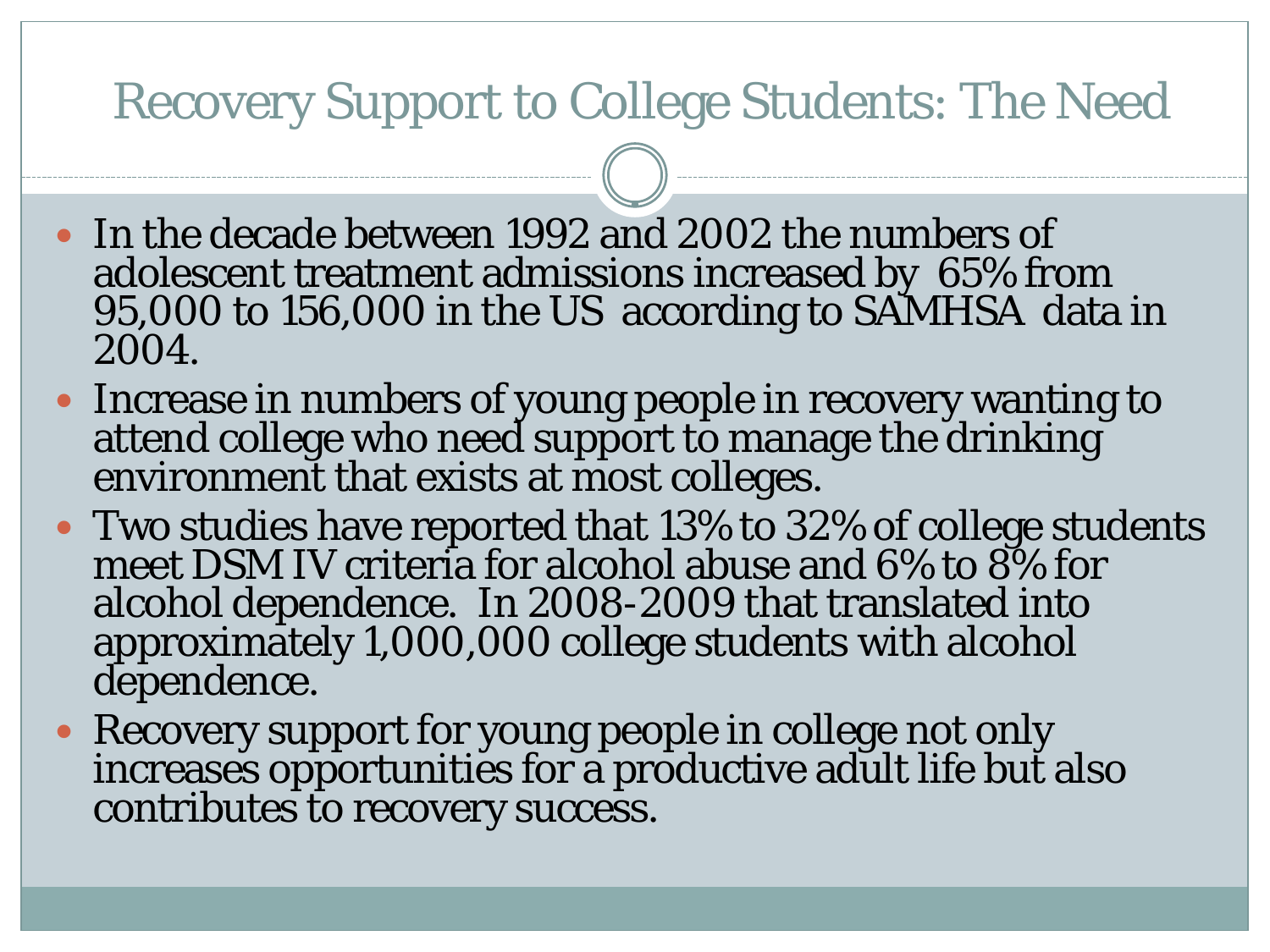# Recovery Support to College Students: The Need

- In the decade between 1992 and 2002 the numbers of adolescent treatment admissions increased by 65% from 95,000 to 156,000 in the US according to SAMHSA data in 2004.
- Increase in numbers of young people in recovery wanting to attend college who need support to manage the drinking environment that exists at most colleges.
- Two studies have reported that 13% to 32% of college students meet DSM IV criteria for alcohol abuse and 6% to 8% for alcohol dependence. In 2008-2009 that translated into approximately 1,000,000 college students with alcohol dependence.
- Recovery support for young people in college not only increases opportunities for a productive adult life but also contributes to recovery success.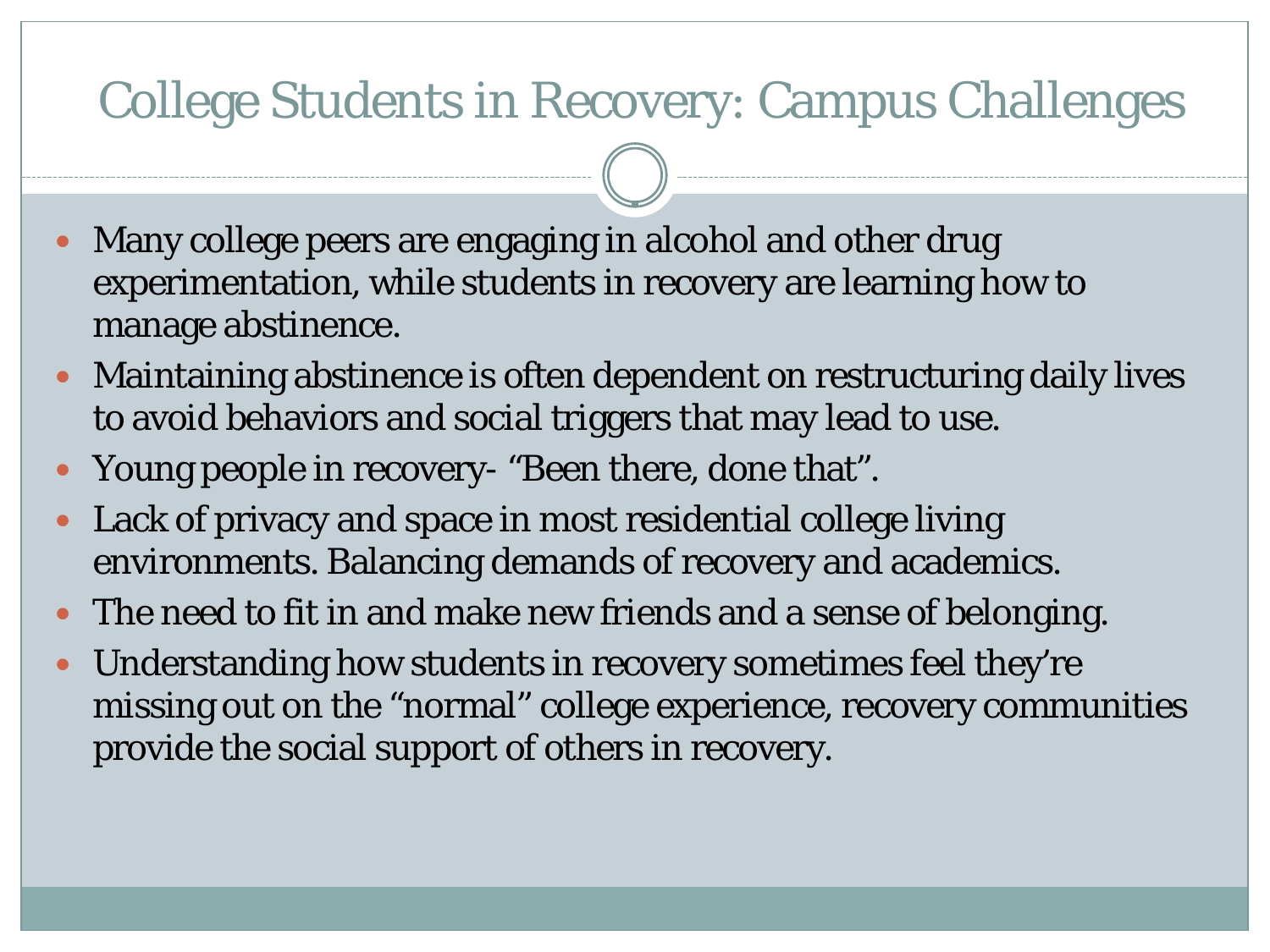# College Students in Recovery: Campus Challenges

- Many college peers are engaging in alcohol and other drug experimentation, while students in recovery are learning how to manage abstinence.
- Maintaining abstinence is often dependent on restructuring daily lives to avoid behaviors and social triggers that may lead to use.
- Young people in recovery- "Been there, done that".
- Lack of privacy and space in most residential college living environments. Balancing demands of recovery and academics.
- The need to fit in and make new friends and a sense of belonging.
- Understanding how students in recovery sometimes feel they're missing out on the "normal" college experience, recovery communities provide the social support of others in recovery.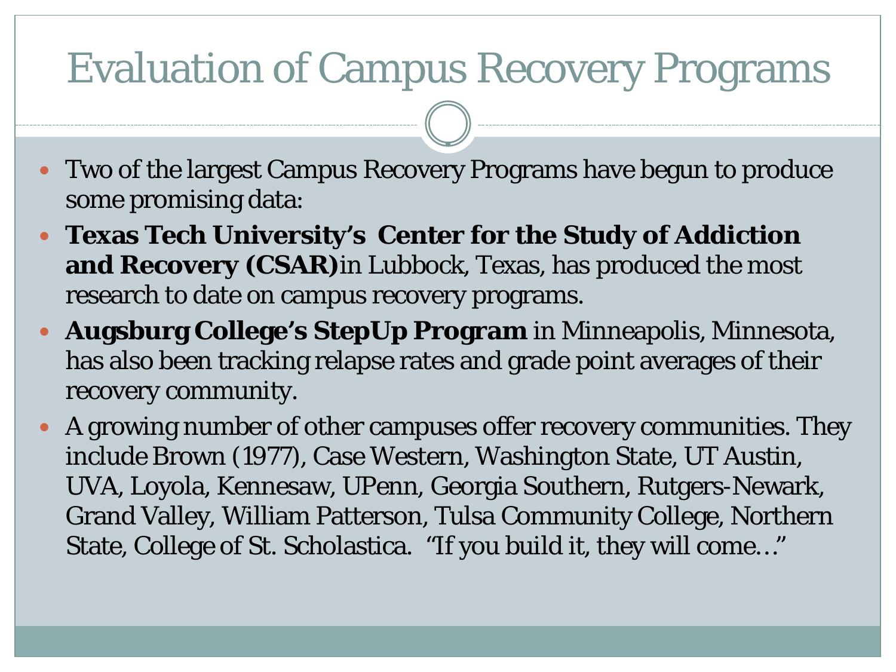# Evaluation of Campus Recovery Programs

- Two of the largest Campus Recovery Programs have begun to produce some promising data:
- **Texas Tech University's Center for the Study of Addiction and Recovery (CSAR)** in Lubbock, Texas, has produced the most research to date on campus recovery programs.
- **Augsburg College's StepUp Program** in Minneapolis, Minnesota, has also been tracking relapse rates and grade point averages of their recovery community.
- A growing number of other campuses offer recovery communities. They include Brown (1977), Case Western, Washington State, UT Austin, UVA, Loyola, Kennesaw, UPenn, Georgia Southern, Rutgers-Newark, Grand Valley, William Patterson, Tulsa Community College, Northern State, College of St. Scholastica. "If you build it, they will come…"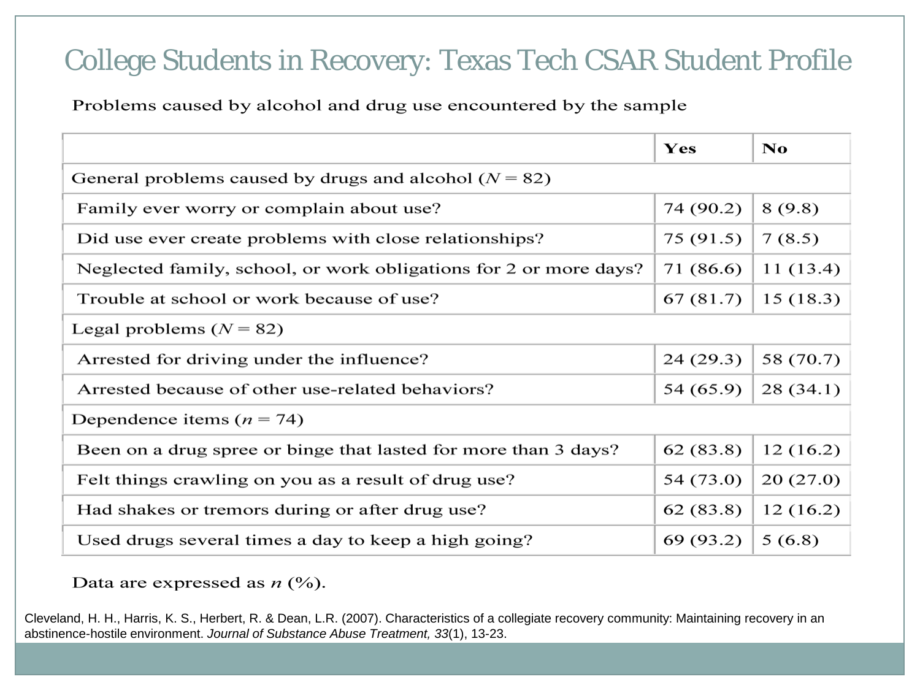# College Students in Recovery: Texas Tech CSAR Student Profile

Problems caused by alcohol and drug use encountered by the sample

| | Yes | No |
|---|---|---|
| General problems caused by drugs and alcohol ($N = 82$) | | |
| Family ever worry or complain about use? | 74 (90.2) | 8 (9.8) |
| Did use ever create problems with close relationships? | 75 (91.5) | 7 (8.5) |
| Neglected family, school, or work obligations for 2 or more days? | 71 (86.6) | 11 (13.4) |
| Trouble at school or work because of use? | 67 (81.7) | 15 (18.3) |
| Legal problems ($N = 82$) | | |
| Arrested for driving under the influence? | 24 (29.3) | 58 (70.7) |
| Arrested because of other use-related behaviors? | 54 (65.9) | 28 (34.1) |
| Dependence items ($n = 74$) | | |
| Been on a drug spree or binge that lasted for more than 3 days? | 62 (83.8) | 12 (16.2) |
| Felt things crawling on you as a result of drug use? | 54 (73.0) | 20 (27.0) |
| Had shakes or tremors during or after drug use? | 62 (83.8) | 12 (16.2) |
| Used drugs several times a day to keep a high going? | 69 (93.2) | 5 (6.8) |

Data are expressed as $n$ (%).

Cleveland, H. H., Harris, K. S., Herbert, R. & Dean, L.R. (2007). Characteristics of a collegiate recovery community: Maintaining recovery in an abstinence-hostile environment. *Journal of Substance Abuse Treatment, 33*(1), 13-23.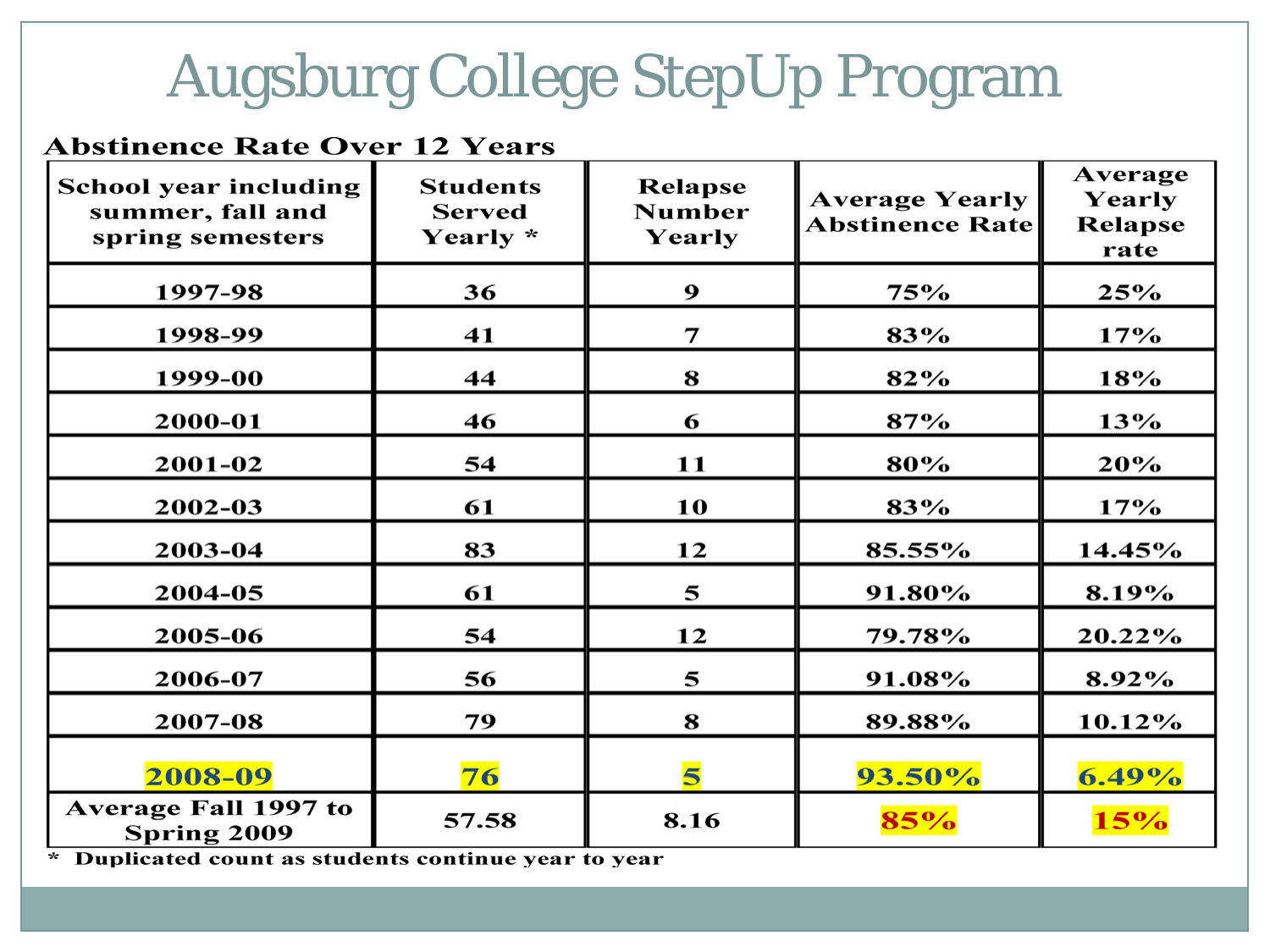# Augsburg College StepUp Program

**Abstinence Rate Over 12 Years**

| School year including summer, fall and spring semesters | Students Served Yearly * | Relapse Number Yearly | Average Yearly Abstinence Rate | Average Yearly Relapse rate |
|---|---|---|---|---|
| 1997-98 | 36 | 9 | 75% | 25% |
| 1998-99 | 41 | 7 | 83% | 17% |
| 1999-00 | 44 | 8 | 82% | 18% |
| 2000-01 | 46 | 6 | 87% | 13% |
| 2001-02 | 54 | 11 | 80% | 20% |
| 2002-03 | 61 | 10 | 83% | 17% |
| 2003-04 | 83 | 12 | 85.55% | 14.45% |
| 2004-05 | 61 | 5 | 91.80% | 8.19% |
| 2005-06 | 54 | 12 | 79.78% | 20.22% |
| 2006-07 | 56 | 5 | 91.08% | 8.92% |
| 2007-08 | 79 | 8 | 89.88% | 10.12% |
| 2008-09 | 76 | 5 | 93.50% | 6.49% |
| Average Fall 1997 to Spring 2009 | 57.58 | 8.16 | 85% | 15% |

\* Duplicated count as students continue year to year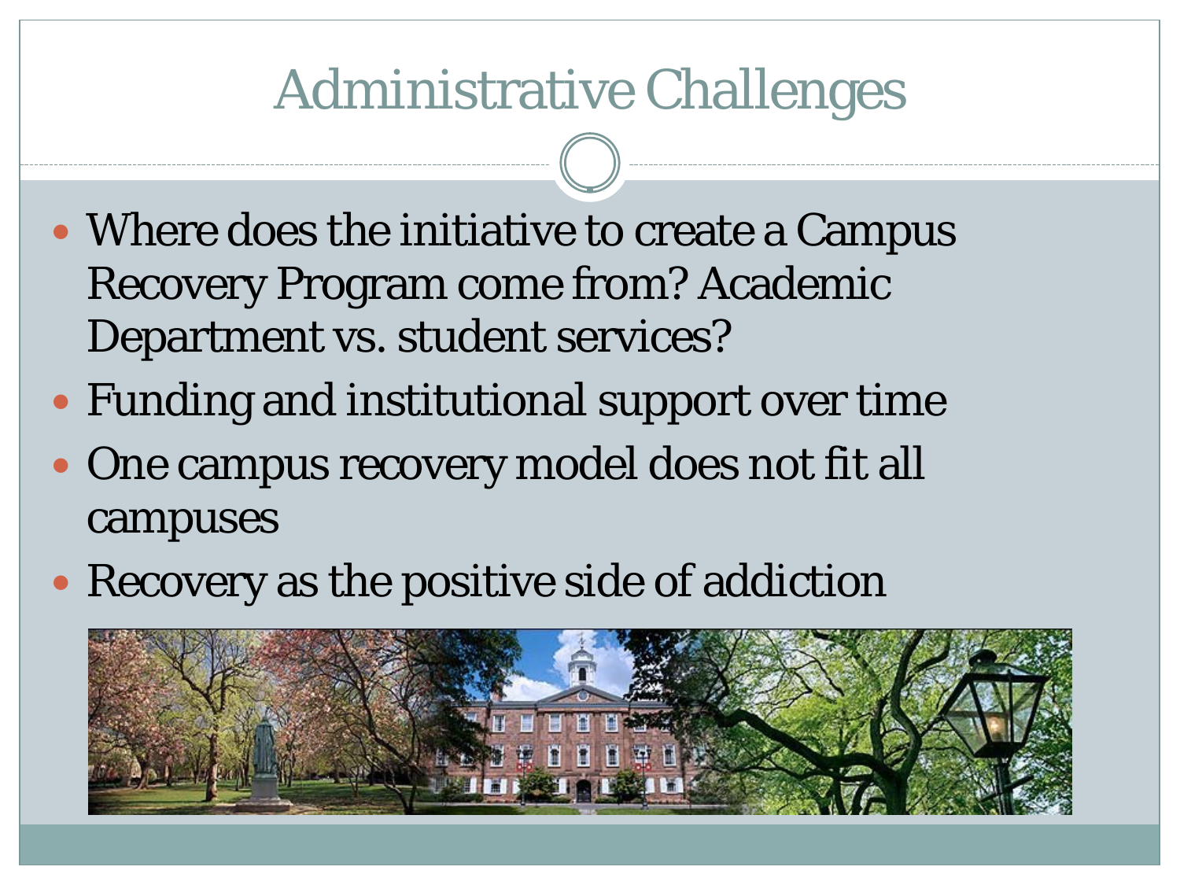# Administrative Challenges

- Where does the initiative to create a Campus Recovery Program come from? Academic Department vs. student services?
- Funding and institutional support over time
- One campus recovery model does not fit all campuses
- Recovery as the positive side of addiction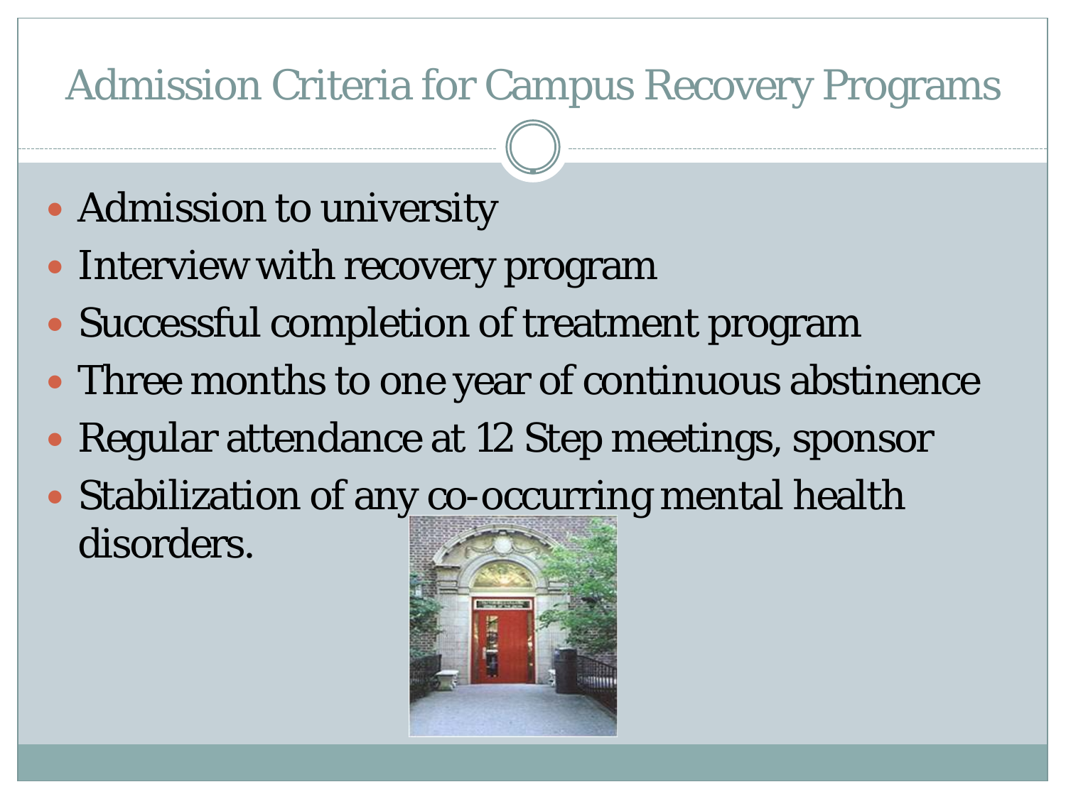# Admission Criteria for Campus Recovery Programs

- Admission to university
- Interview with recovery program
- Successful completion of treatment program
- Three months to one year of continuous abstinence
- Regular attendance at 12 Step meetings, sponsor
- Stabilization of any co-occurring mental health disorders.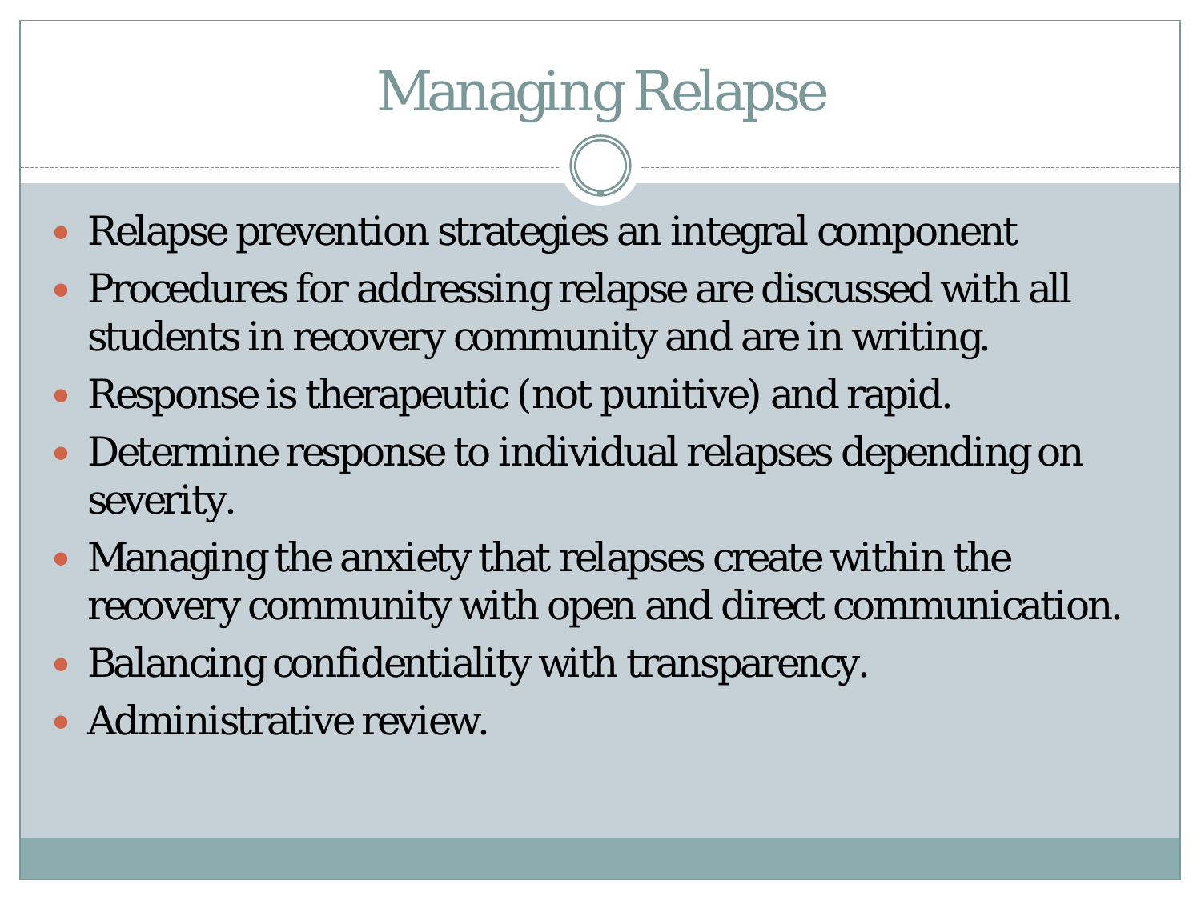# Managing Relapse

- Relapse prevention strategies an integral component
- Procedures for addressing relapse are discussed with all students in recovery community and are in writing.
- Response is therapeutic (not punitive) and rapid.
- Determine response to individual relapses depending on severity.
- Managing the anxiety that relapses create within the recovery community with open and direct communication.
- Balancing confidentiality with transparency.
- Administrative review.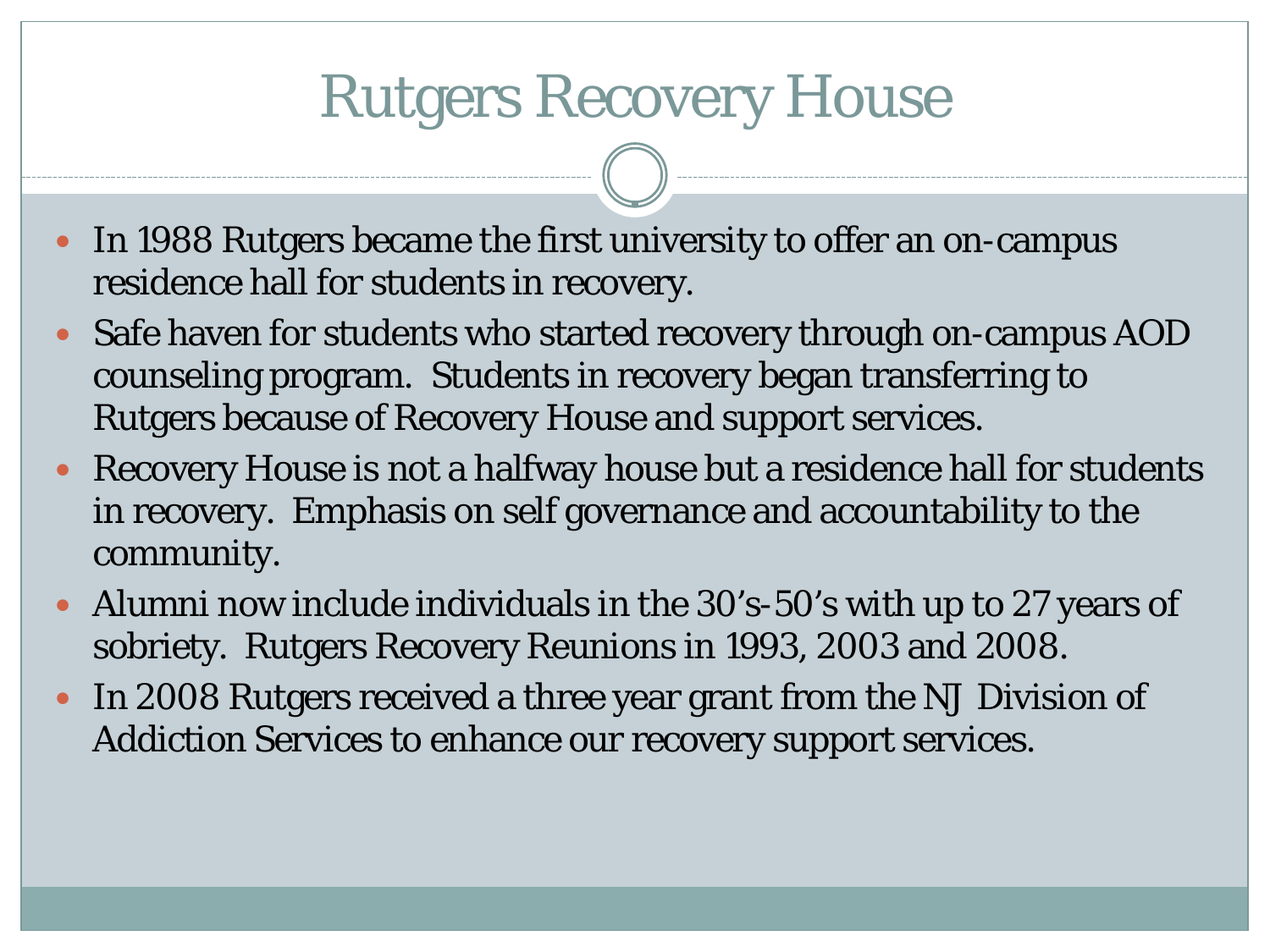# Rutgers Recovery House

- In 1988 Rutgers became the first university to offer an on-campus residence hall for students in recovery.
- Safe haven for students who started recovery through on-campus AOD counseling program. Students in recovery began transferring to Rutgers because of Recovery House and support services.
- Recovery House is not a halfway house but a residence hall for students in recovery. Emphasis on self governance and accountability to the community.
- Alumni now include individuals in the 30's-50's with up to 27 years of sobriety. Rutgers Recovery Reunions in 1993, 2003 and 2008.
- In 2008 Rutgers received a three year grant from the NJ Division of Addiction Services to enhance our recovery support services.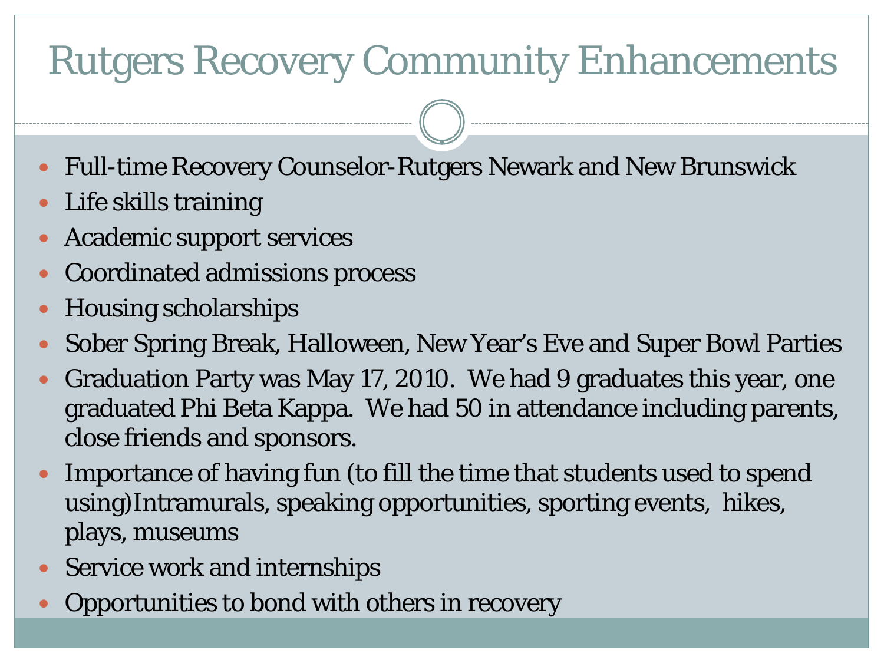# Rutgers Recovery Community Enhancements

- Full-time Recovery Counselor-Rutgers Newark and New Brunswick
- Life skills training
- Academic support services
- Coordinated admissions process
- Housing scholarships
- Sober Spring Break, Halloween, New Year's Eve and Super Bowl Parties
- Graduation Party was May 17, 2010. We had 9 graduates this year, one graduated Phi Beta Kappa. We had 50 in attendance including parents, close friends and sponsors.
- Importance of having fun (to fill the time that students used to spend using)Intramurals, speaking opportunities, sporting events, hikes, plays, museums
- Service work and internships
- Opportunities to bond with others in recovery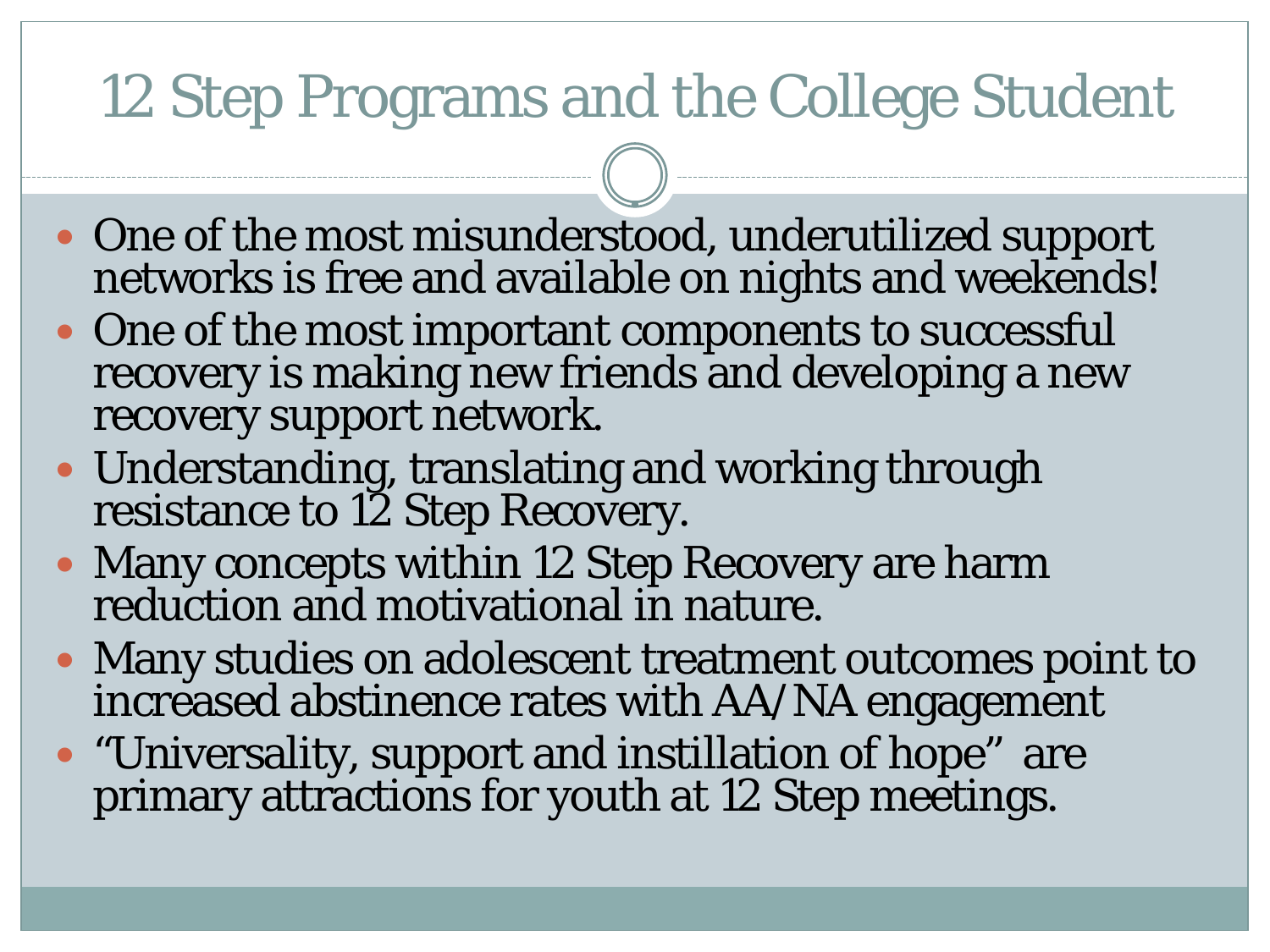# 12 Step Programs and the College Student

- One of the most misunderstood, underutilized support networks is free and available on nights and weekends!
- One of the most important components to successful recovery is making new friends and developing a new recovery support network.
- Understanding, translating and working through resistance to 12 Step Recovery.
- Many concepts within 12 Step Recovery are harm reduction and motivational in nature.
- Many studies on adolescent treatment outcomes point to increased abstinence rates with AA/NA engagement
- "Universality, support and instillation of hope" are primary attractions for youth at 12 Step meetings.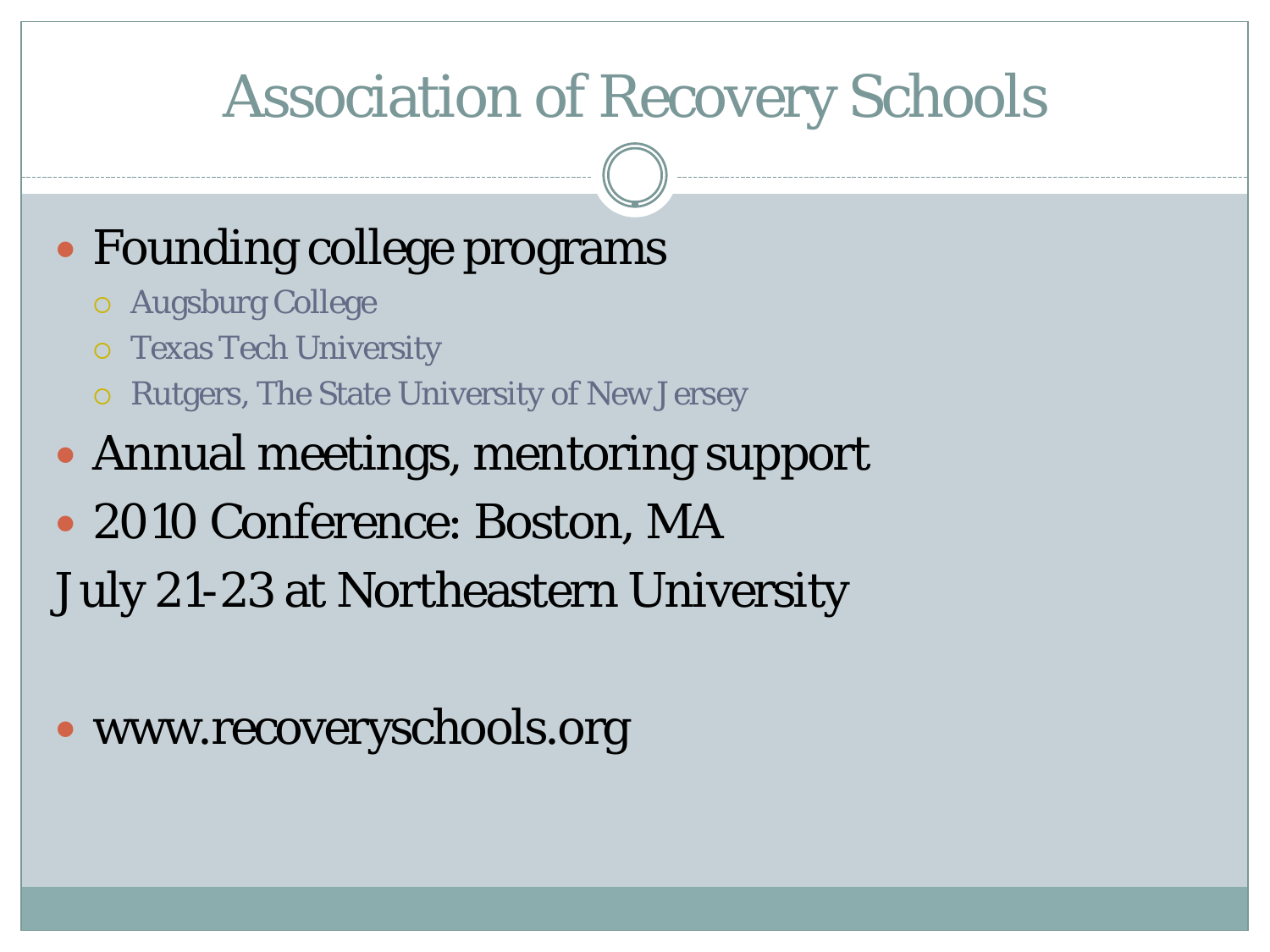# Association of Recovery Schools

- Founding college programs
  - Augsburg College
  - Texas Tech University
  - Rutgers, The State University of New Jersey
- Annual meetings, mentoring support
- 2010 Conference: Boston, MA

July 21-23 at Northeastern University

- www.recoveryschools.org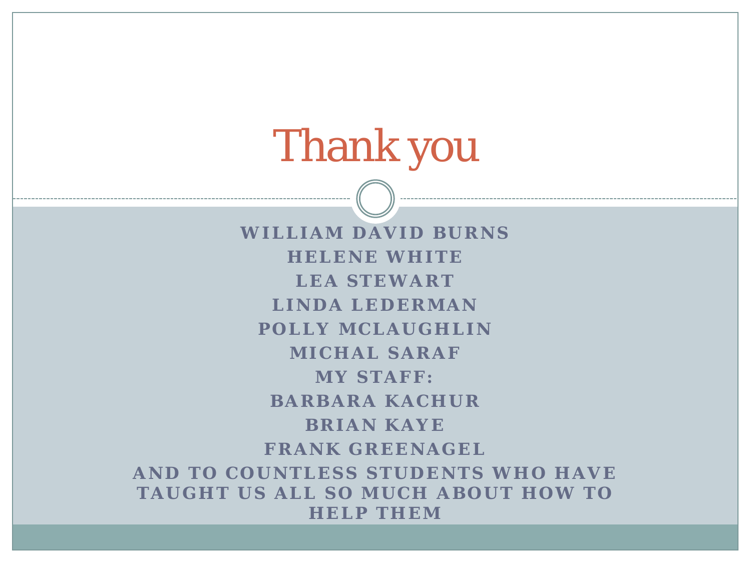# Thank you

**WILLIAM DAVID BURNS**

**HELENE WHITE**

**LEA STEWART**

**LINDA LEDERMAN**

**POLLY MCLAUGHLIN**

**MICHAL SARAF**

**MY STAFF:**

**BARBARA KACHUR**

**BRIAN KAYE**

**FRANK GREENAGEL**

**AND TO COUNTLESS STUDENTS WHO HAVE TAUGHT US ALL SO MUCH ABOUT HOW TO HELP THEM**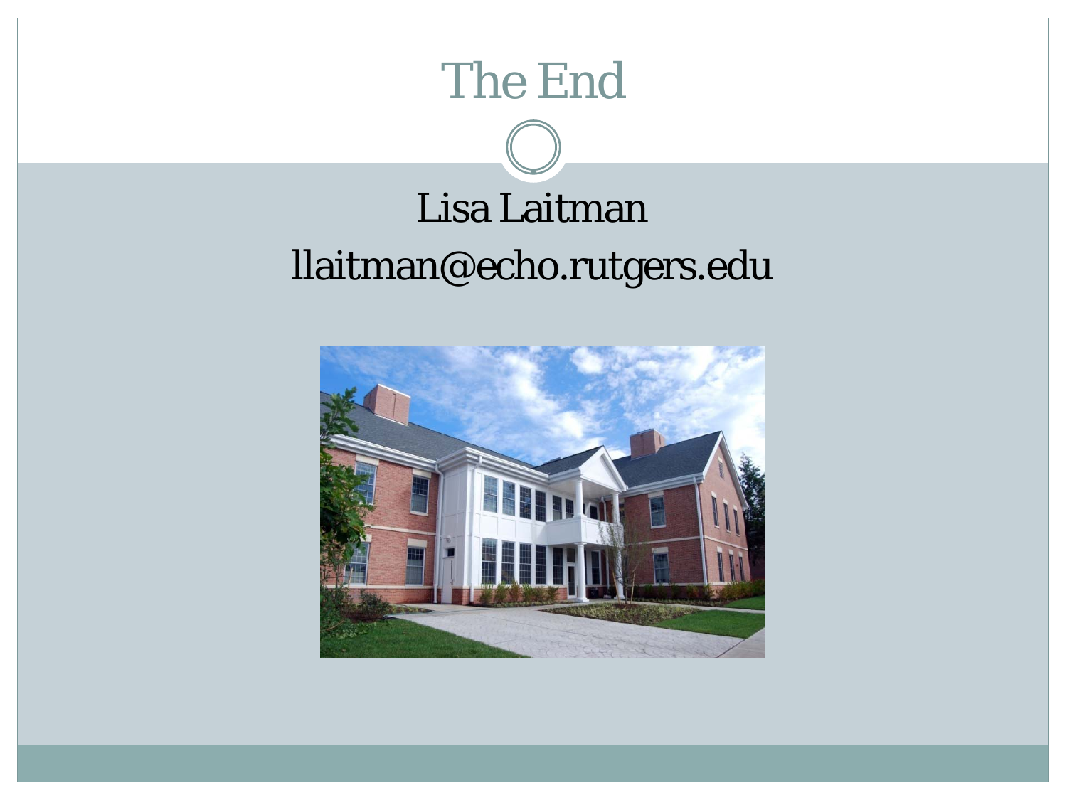# The End

Lisa Laitman

llaitman@echo.rutgers.edu